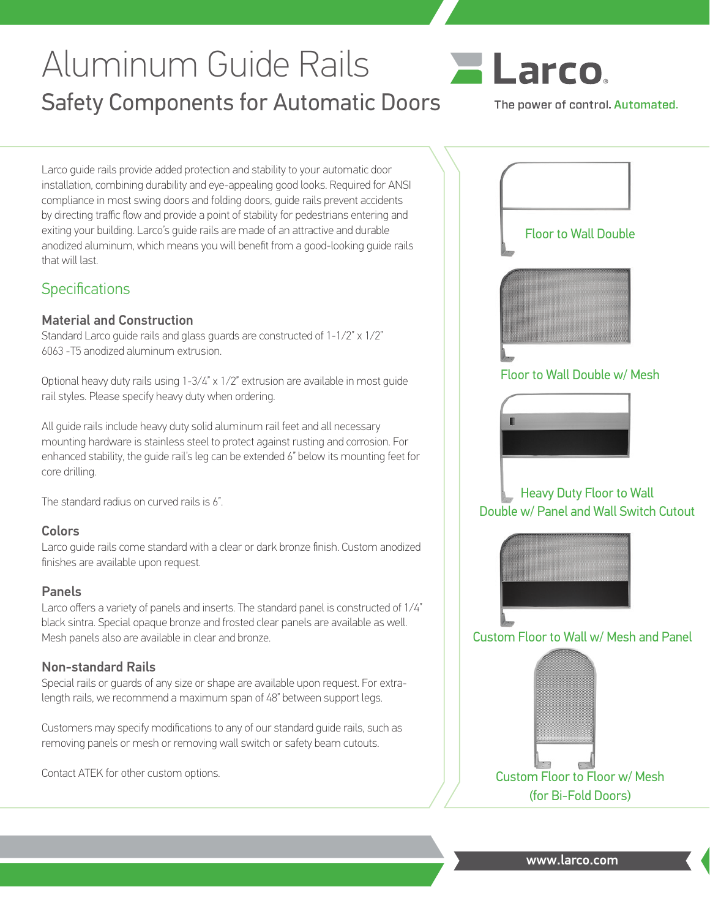# Aluminum Guide Rails

## Safety Components for Automatic Doors

Larco

The power of control. Automated.

Larco guide rails provide added protection and stability to your automatic door installation, combining durability and eye-appealing good looks. Required for ANSI compliance in most swing doors and folding doors, guide rails prevent accidents by directing traffic flow and provide a point of stability for pedestrians entering and exiting your building. Larco's guide rails are made of an attractive and durable anodized aluminum, which means you will benefit from a good-looking guide rails that will last.

## Specifications

### Material and Construction

Standard Larco guide rails and glass guards are constructed of 1-1/2" x 1/2" 6063 -T5 anodized aluminum extrusion.

Optional heavy duty rails using 1-3/4" x 1/2" extrusion are available in most guide rail styles. Please specify heavy duty when ordering.

All guide rails include heavy duty solid aluminum rail feet and all necessary mounting hardware is stainless steel to protect against rusting and corrosion. For enhanced stability, the guide rail's leg can be extended 6" below its mounting feet for core drilling.

The standard radius on curved rails is 6".

### Colors

Larco guide rails come standard with a clear or dark bronze finish. Custom anodized finishes are available upon request.

### Panels

Larco offers a variety of panels and inserts. The standard panel is constructed of 1/4" black sintra. Special opaque bronze and frosted clear panels are available as well. Mesh panels also are available in clear and bronze.

### Non-standard Rails

Special rails or guards of any size or shape are available upon request. For extra-length rails, we recommend a maximum span of 48" between support legs.

Customers may specify modifications to any of our standard guide rails, such as removing panels or mesh or removing wall switch or safety beam cutouts.

Contact ATEK for other custom options.

Floor to Wall Double

Floor to Wall Double w/ Mesh

Heavy Duty Floor to Wall Double w/ Panel and Wall Switch Cutout

Custom Floor to Wall w/ Mesh and Panel

Custom Floor to Floor w/ Mesh (for Bi-Fold Doors)

www.larco.com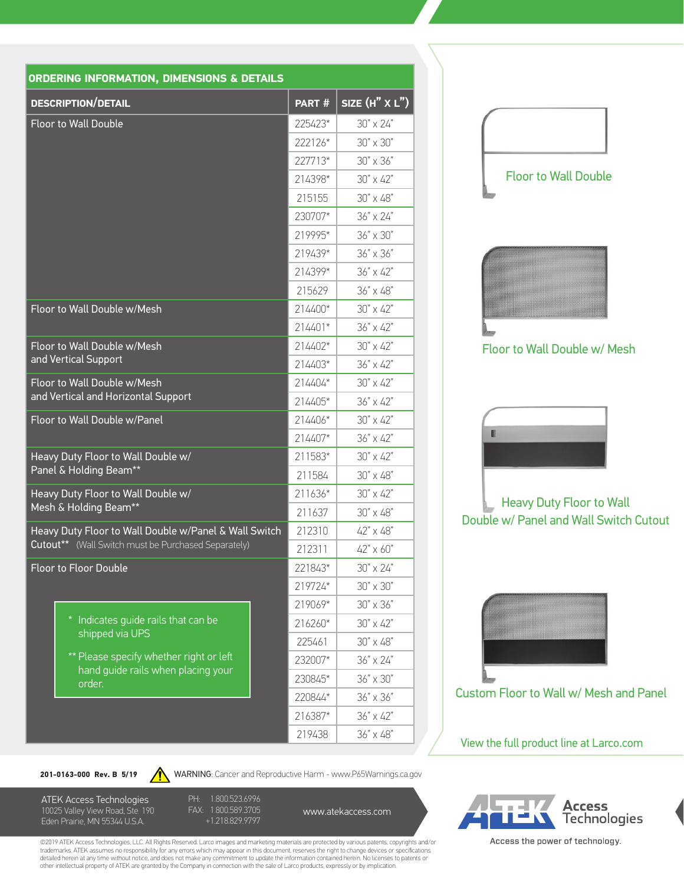## ORDERING INFORMATION, DIMENSIONS & DETAILS

| DESCRIPTION/DETAIL | PART # | SIZE (H" x L") |
|---|---|---|
| Floor to Wall Double | 225423* | 30" x 24" |
| | 222126* | 30" x 30" |
| | 227713* | 30" x 36" |
| | 214398* | 30" x 42" |
| | 215155 | 30" x 48" |
| | 230707* | 36" x 24" |
| | 219995* | 36" x 30" |
| | 219439* | 36" x 36" |
| | 214399* | 36" x 42" |
| | 215629 | 36" x 48" |
| Floor to Wall Double w/Mesh | 214400* | 30" x 42" |
| | 214401* | 36" x 42" |
| Floor to Wall Double w/Mesh and Vertical Support | 214402* | 30" x 42" |
| | 214403* | 36" x 42" |
| Floor to Wall Double w/Mesh and Vertical and Horizontal Support | 214404* | 30" x 42" |
| | 214405* | 36" x 42" |
| Floor to Wall Double w/Panel | 214406* | 30" x 42" |
| | 214407* | 36" x 42" |
| Heavy Duty Floor to Wall Double w/ Panel & Holding Beam** | 211583* | 30" x 42" |
| | 211584 | 30" x 48" |
| Heavy Duty Floor to Wall Double w/ Mesh & Holding Beam** | 211636* | 30" x 42" |
| | 211637 | 30" x 48" |
| Heavy Duty Floor to Wall Double w/Panel & Wall Switch Cutout** (Wall Switch must be Purchased Separately) | 212310 | 42" x 48" |
| | 212311 | 42" x 60" |
| Floor to Floor Double | 221843* | 30" x 24" |
| | 219724* | 30" x 30" |
| | 219069* | 30" x 36" |
| | 216260* | 30" x 42" |
| | 225461 | 30" x 48" |
| | 232007* | 36" x 24" |
| | 230845* | 36" x 30" |
| | 220844* | 36" x 36" |
| | 216387* | 36" x 42" |
| | 219438 | 36" x 48" |

* Indicates guide rails that can be shipped via UPS

** Please specify whether right or left hand guide rails when placing your order.

Floor to Wall Double

Floor to Wall Double w/ Mesh

Heavy Duty Floor to Wall Double w/ Panel and Wall Switch Cutout

Custom Floor to Wall w/ Mesh and Panel

View the full product line at Larco.com

201-0163-000 Rev. B 5/19

WARNING: Cancer and Reproductive Harm - www.P65Warnings.ca.gov

ATEK Access Technologies
10025 Valley View Road, Ste. 190
Eden Prairie, MN 55344 U.S.A.

PH: 1.800.523.6996
FAX: 1.800.589.3705
+1.218.829.9797

www.atekaccess.com

ATEK Access Technologies

Access the power of technology.

©2019 ATEK Access Technologies, LLC. All Rights Reserved. Larco images and marketing materials are protected by various patents, copyrights and/or trademarks. ATEK assumes no responsibility for any errors which may appear in this document, reserves the right to change devices or specifications detailed herein at any time without notice, and does not make any commitment to update the information contained herein. No licenses to patents or other intellectual property of ATEK are granted by the Company in connection with the sale of Larco products, expressly or by implication.